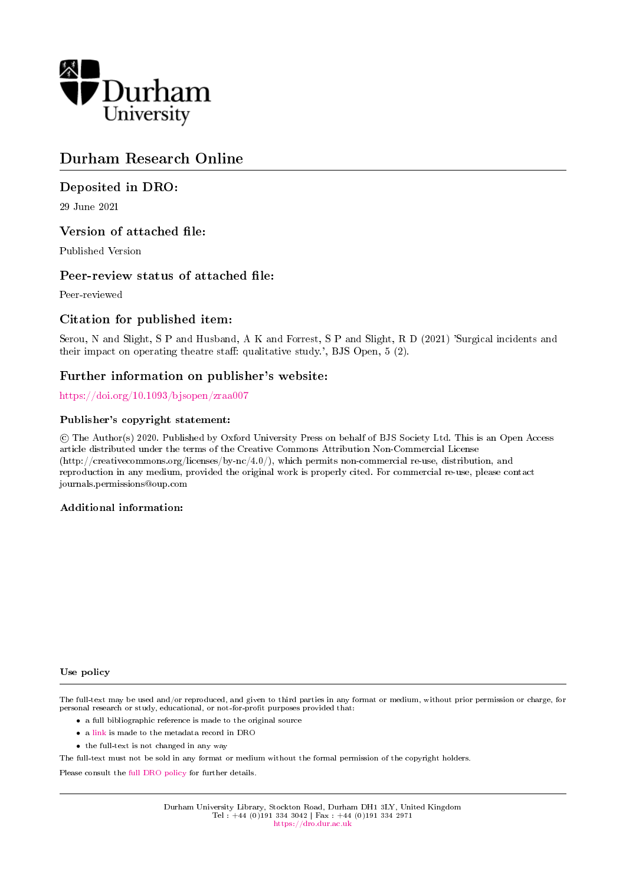Durham University

# Durham Research Online

## Deposited in DRO:

29 June 2021

## Version of attached file:

Published Version

## Peer-review status of attached file:

Peer-reviewed

## Citation for published item:

Serou, N and Slight, S P and Husband, A K and Forrest, S P and Slight, R D (2021) 'Surgical incidents and their impact on operating theatre staff: qualitative study.', BJS Open, 5 (2).

## Further information on publisher's website:

https://doi.org/10.1093/bjsopen/zraa007

### Publisher's copyright statement:

© The Author(s) 2020. Published by Oxford University Press on behalf of BJS Society Ltd. This is an Open Access article distributed under the terms of the Creative Commons Attribution Non-Commercial License (http://creativecommons.org/licenses/by-nc/4.0/), which permits non-commercial re-use, distribution, and reproduction in any medium, provided the original work is properly cited. For commercial re-use, please contact journals.permissions@oup.com

### Additional information:

### Use policy

The full-text may be used and/or reproduced, and given to third parties in any format or medium, without prior permission or charge, for personal research or study, educational, or not-for-profit purposes provided that:

- a full bibliographic reference is made to the original source
- a link is made to the metadata record in DRO
- the full-text is not changed in any way

The full-text must not be sold in any format or medium without the formal permission of the copyright holders.

Please consult the full DRO policy for further details.

Durham University Library, Stockton Road, Durham DH1 3LY, United Kingdom
Tel : +44 (0)191 334 3042 | Fax : +44 (0)191 334 2971
https://dro.dur.ac.uk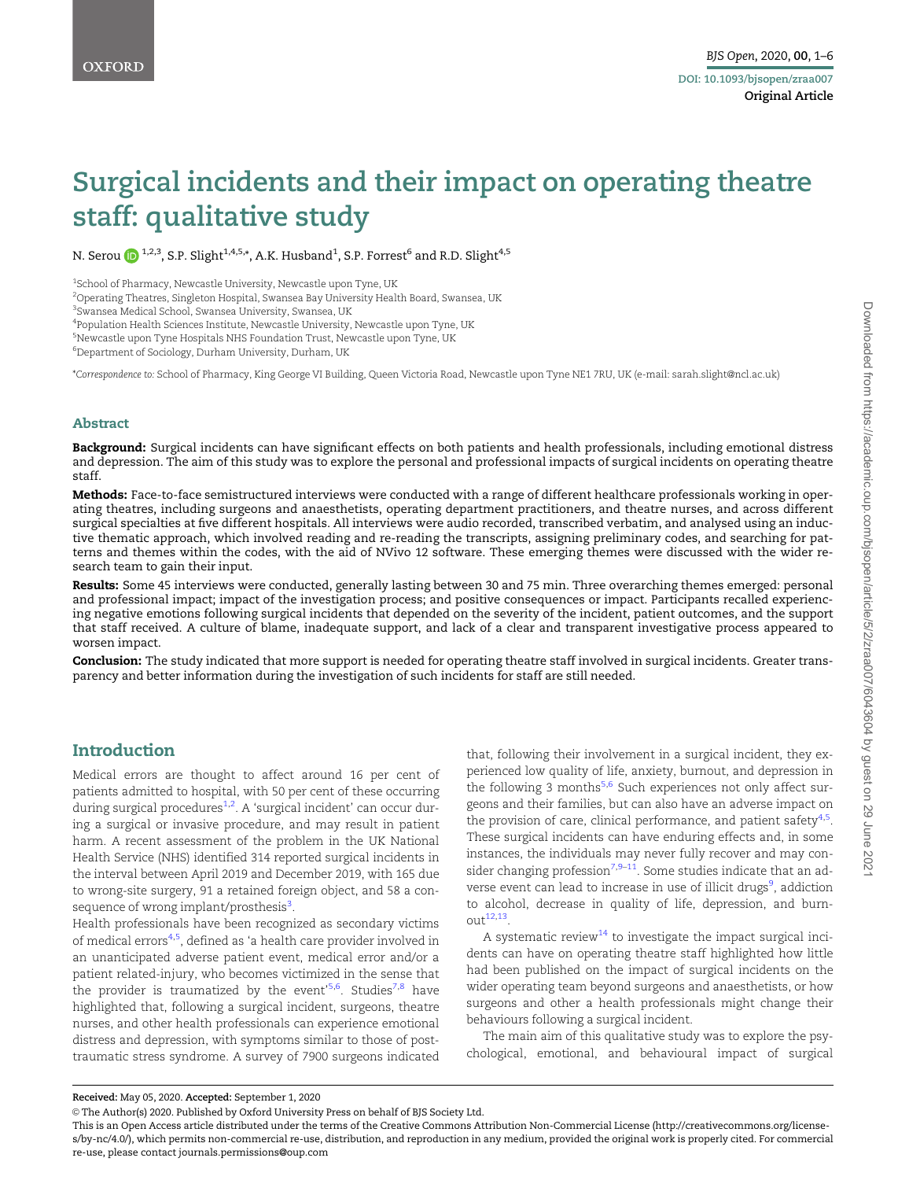# Surgical incidents and their impact on operating theatre staff: qualitative study

N. Serou[1,2,3], S.P. Slight[1,4,5,*], A.K. Husband[1], S.P. Forrest[6] and R.D. Slight[4,5]

[1]School of Pharmacy, Newcastle University, Newcastle upon Tyne, UK
[2]Operating Theatres, Singleton Hospital, Swansea Bay University Health Board, Swansea, UK
[3]Swansea Medical School, Swansea University, Swansea, UK
[4]Population Health Sciences Institute, Newcastle University, Newcastle upon Tyne, UK
[5]Newcastle upon Tyne Hospitals NHS Foundation Trust, Newcastle upon Tyne, UK
[6]Department of Sociology, Durham University, Durham, UK

*Correspondence to: School of Pharmacy, King George VI Building, Queen Victoria Road, Newcastle upon Tyne NE1 7RU, UK (e-mail: sarah.slight@ncl.ac.uk)

## Abstract

**Background:** Surgical incidents can have significant effects on both patients and health professionals, including emotional distress and depression. The aim of this study was to explore the personal and professional impacts of surgical incidents on operating theatre staff.

**Methods:** Face-to-face semistructured interviews were conducted with a range of different healthcare professionals working in operating theatres, including surgeons and anaesthetists, operating department practitioners, and theatre nurses, and across different surgical specialties at five different hospitals. All interviews were audio recorded, transcribed verbatim, and analysed using an inductive thematic approach, which involved reading and re-reading the transcripts, assigning preliminary codes, and searching for patterns and themes within the codes, with the aid of NVivo 12 software. These emerging themes were discussed with the wider research team to gain their input.

**Results:** Some 45 interviews were conducted, generally lasting between 30 and 75 min. Three overarching themes emerged: personal and professional impact; impact of the investigation process; and positive consequences or impact. Participants recalled experiencing negative emotions following surgical incidents that depended on the severity of the incident, patient outcomes, and the support that staff received. A culture of blame, inadequate support, and lack of a clear and transparent investigative process appeared to worsen impact.

**Conclusion:** The study indicated that more support is needed for operating theatre staff involved in surgical incidents. Greater transparency and better information during the investigation of such incidents for staff are still needed.

## Introduction

Medical errors are thought to affect around 16 per cent of patients admitted to hospital, with 50 per cent of these occurring during surgical procedures[1,2]. A 'surgical incident' can occur during a surgical or invasive procedure, and may result in patient harm. A recent assessment of the problem in the UK National Health Service (NHS) identified 314 reported surgical incidents in the interval between April 2019 and December 2019, with 165 due to wrong-site surgery, 91 a retained foreign object, and 58 a consequence of wrong implant/prosthesis[3].

Health professionals have been recognized as secondary victims of medical errors[4,5], defined as 'a health care provider involved in an unanticipated adverse patient event, medical error and/or a patient related-injury, who becomes victimized in the sense that the provider is traumatized by the event'[5,6]. Studies[7,8] have highlighted that, following a surgical incident, surgeons, theatre nurses, and other health professionals can experience emotional distress and depression, with symptoms similar to those of post-traumatic stress syndrome. A survey of 7900 surgeons indicated that, following their involvement in a surgical incident, they experienced low quality of life, anxiety, burnout, and depression in the following 3 months[5,6] Such experiences not only affect surgeons and their families, but can also have an adverse impact on the provision of care, clinical performance, and patient safety[4,5]. These surgical incidents can have enduring effects and, in some instances, the individuals may never fully recover and may consider changing profession[7,9–11]. Some studies indicate that an adverse event can lead to increase in use of illicit drugs[9], addiction to alcohol, decrease in quality of life, depression, and burnout[12,13].

A systematic review[14] to investigate the impact surgical incidents can have on operating theatre staff highlighted how little had been published on the impact of surgical incidents on the wider operating team beyond surgeons and anaesthetists, or how surgeons and other a health professionals might change their behaviours following a surgical incident.

The main aim of this qualitative study was to explore the psychological, emotional, and behavioural impact of surgical

**Received:** May 05, 2020. **Accepted:** September 1, 2020

© The Author(s) 2020. Published by Oxford University Press on behalf of BJS Society Ltd.
This is an Open Access article distributed under the terms of the Creative Commons Attribution Non-Commercial License (http://creativecommons.org/licenses/by-nc/4.0/), which permits non-commercial re-use, distribution, and reproduction in any medium, provided the original work is properly cited. For commercial re-use, please contact journals.permissions@oup.com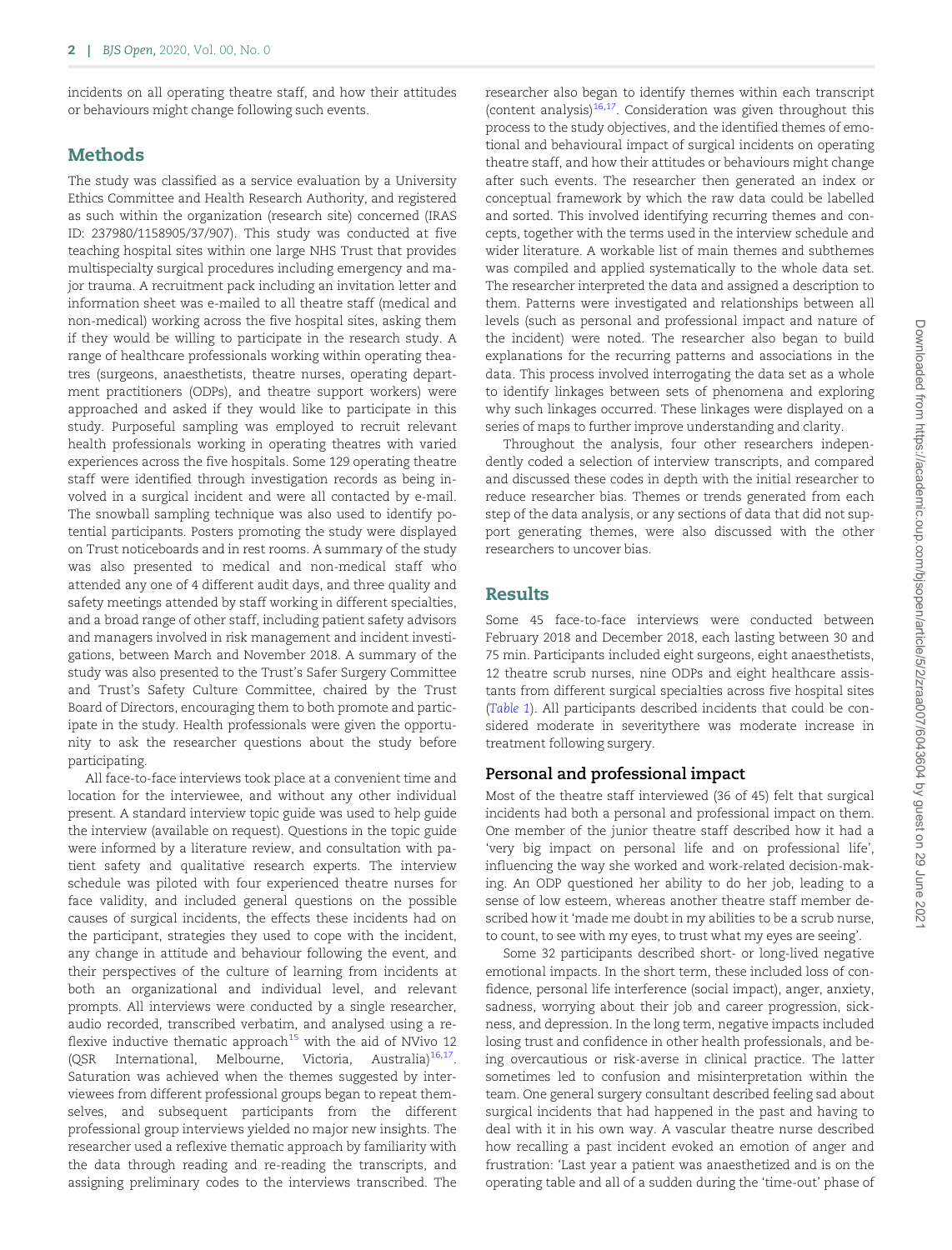incidents on all operating theatre staff, and how their attitudes or behaviours might change following such events.

## Methods

The study was classified as a service evaluation by a University Ethics Committee and Health Research Authority, and registered as such within the organization (research site) concerned (IRAS ID: 237980/1158905/37/907). This study was conducted at five teaching hospital sites within one large NHS Trust that provides multispecialty surgical procedures including emergency and major trauma. A recruitment pack including an invitation letter and information sheet was e-mailed to all theatre staff (medical and non-medical) working across the five hospital sites, asking them if they would be willing to participate in the research study. A range of healthcare professionals working within operating theatres (surgeons, anaesthetists, theatre nurses, operating department practitioners (ODPs), and theatre support workers) were approached and asked if they would like to participate in this study. Purposeful sampling was employed to recruit relevant health professionals working in operating theatres with varied experiences across the five hospitals. Some 129 operating theatre staff were identified through investigation records as being involved in a surgical incident and were all contacted by e-mail. The snowball sampling technique was also used to identify potential participants. Posters promoting the study were displayed on Trust noticeboards and in rest rooms. A summary of the study was also presented to medical and non-medical staff who attended any one of 4 different audit days, and three quality and safety meetings attended by staff working in different specialties, and a broad range of other staff, including patient safety advisors and managers involved in risk management and incident investigations, between March and November 2018. A summary of the study was also presented to the Trust's Safer Surgery Committee and Trust's Safety Culture Committee, chaired by the Trust Board of Directors, encouraging them to both promote and participate in the study. Health professionals were given the opportunity to ask the researcher questions about the study before participating.

All face-to-face interviews took place at a convenient time and location for the interviewee, and without any other individual present. A standard interview topic guide was used to help guide the interview (available on request). Questions in the topic guide were informed by a literature review, and consultation with patient safety and qualitative research experts. The interview schedule was piloted with four experienced theatre nurses for face validity, and included general questions on the possible causes of surgical incidents, the effects these incidents had on the participant, strategies they used to cope with the incident, any change in attitude and behaviour following the event, and their perspectives of the culture of learning from incidents at both an organizational and individual level, and relevant prompts. All interviews were conducted by a single researcher, audio recorded, transcribed verbatim, and analysed using a reflexive inductive thematic approach[15] with the aid of NVivo 12 (QSR International, Melbourne, Victoria, Australia)[16,17]. Saturation was achieved when the themes suggested by interviewees from different professional groups began to repeat themselves, and subsequent participants from the different professional group interviews yielded no major new insights. The researcher used a reflexive thematic approach by familiarity with the data through reading and re-reading the transcripts, and assigning preliminary codes to the interviews transcribed. The researcher also began to identify themes within each transcript (content analysis)[16,17]. Consideration was given throughout this process to the study objectives, and the identified themes of emotional and behavioural impact of surgical incidents on operating theatre staff, and how their attitudes or behaviours might change after such events. The researcher then generated an index or conceptual framework by which the raw data could be labelled and sorted. This involved identifying recurring themes and concepts, together with the terms used in the interview schedule and wider literature. A workable list of main themes and subthemes was compiled and applied systematically to the whole data set. The researcher interpreted the data and assigned a description to them. Patterns were investigated and relationships between all levels (such as personal and professional impact and nature of the incident) were noted. The researcher also began to build explanations for the recurring patterns and associations in the data. This process involved interrogating the data set as a whole to identify linkages between sets of phenomena and exploring why such linkages occurred. These linkages were displayed on a series of maps to further improve understanding and clarity.

Throughout the analysis, four other researchers independently coded a selection of interview transcripts, and compared and discussed these codes in depth with the initial researcher to reduce researcher bias. Themes or trends generated from each step of the data analysis, or any sections of data that did not support generating themes, were also discussed with the other researchers to uncover bias.

## Results

Some 45 face-to-face interviews were conducted between February 2018 and December 2018, each lasting between 30 and 75 min. Participants included eight surgeons, eight anaesthetists, 12 theatre scrub nurses, nine ODPs and eight healthcare assistants from different surgical specialties across five hospital sites (*Table 1*). All participants described incidents that could be considered moderate in severitythere was moderate increase in treatment following surgery.

### Personal and professional impact

Most of the theatre staff interviewed (36 of 45) felt that surgical incidents had both a personal and professional impact on them. One member of the junior theatre staff described how it had a 'very big impact on personal life and on professional life', influencing the way she worked and work-related decision-making. An ODP questioned her ability to do her job, leading to a sense of low esteem, whereas another theatre staff member described how it 'made me doubt in my abilities to be a scrub nurse, to count, to see with my eyes, to trust what my eyes are seeing'.

Some 32 participants described short- or long-lived negative emotional impacts. In the short term, these included loss of confidence, personal life interference (social impact), anger, anxiety, sadness, worrying about their job and career progression, sickness, and depression. In the long term, negative impacts included losing trust and confidence in other health professionals, and being overcautious or risk-averse in clinical practice. The latter sometimes led to confusion and misinterpretation within the team. One general surgery consultant described feeling sad about surgical incidents that had happened in the past and having to deal with it in his own way. A vascular theatre nurse described how recalling a past incident evoked an emotion of anger and frustration: 'Last year a patient was anaesthetized and is on the operating table and all of a sudden during the 'time-out' phase of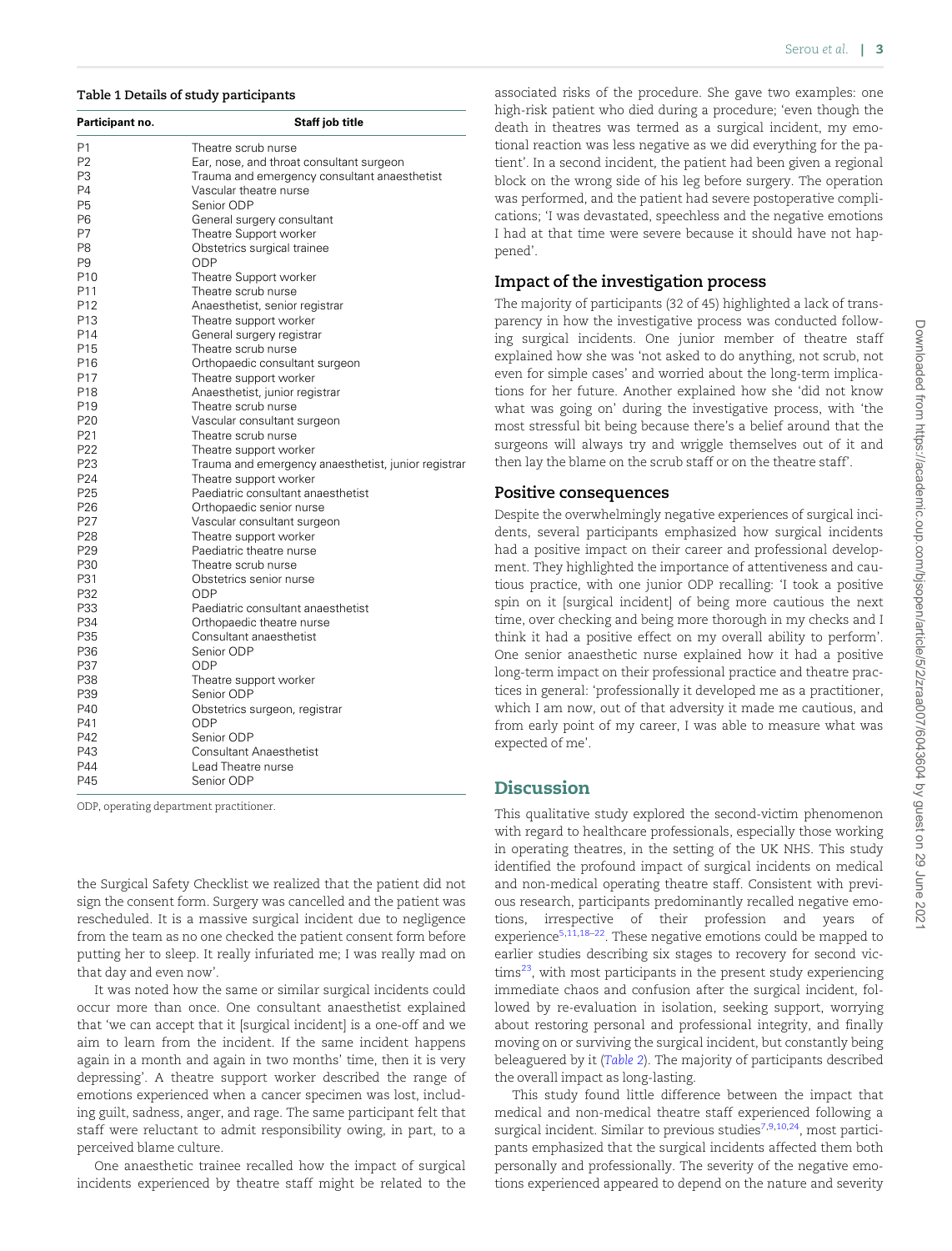**Table 1 Details of study participants**

| Participant no. | Staff job title |
| --- | --- |
| P1 | Theatre scrub nurse |
| P2 | Ear, nose, and throat consultant surgeon |
| P3 | Trauma and emergency consultant anaesthetist |
| P4 | Vascular theatre nurse |
| P5 | Senior ODP |
| P6 | General surgery consultant |
| P7 | Theatre Support worker |
| P8 | Obstetrics surgical trainee |
| P9 | ODP |
| P10 | Theatre Support worker |
| P11 | Theatre scrub nurse |
| P12 | Anaesthetist, senior registrar |
| P13 | Theatre support worker |
| P14 | General surgery registrar |
| P15 | Theatre scrub nurse |
| P16 | Orthopaedic consultant surgeon |
| P17 | Theatre support worker |
| P18 | Anaesthetist, junior registrar |
| P19 | Theatre scrub nurse |
| P20 | Vascular consultant surgeon |
| P21 | Theatre scrub nurse |
| P22 | Theatre support worker |
| P23 | Trauma and emergency anaesthetist, junior registrar |
| P24 | Theatre support worker |
| P25 | Paediatric consultant anaesthetist |
| P26 | Orthopaedic senior nurse |
| P27 | Vascular consultant surgeon |
| P28 | Theatre support worker |
| P29 | Paediatric theatre nurse |
| P30 | Theatre scrub nurse |
| P31 | Obstetrics senior nurse |
| P32 | ODP |
| P33 | Paediatric consultant anaesthetist |
| P34 | Orthopaedic theatre nurse |
| P35 | Consultant anaesthetist |
| P36 | Senior ODP |
| P37 | ODP |
| P38 | Theatre support worker |
| P39 | Senior ODP |
| P40 | Obstetrics surgeon, registrar |
| P41 | ODP |
| P42 | Senior ODP |
| P43 | Consultant Anaesthetist |
| P44 | Lead Theatre nurse |
| P45 | Senior ODP |

ODP, operating department practitioner.

the Surgical Safety Checklist we realized that the patient did not sign the consent form. Surgery was cancelled and the patient was rescheduled. It is a massive surgical incident due to negligence from the team as no one checked the patient consent form before putting her to sleep. It really infuriated me; I was really mad on that day and even now'.

It was noted how the same or similar surgical incidents could occur more than once. One consultant anaesthetist explained that 'we can accept that it [surgical incident] is a one-off and we aim to learn from the incident. If the same incident happens again in a month and again in two months' time, then it is very depressing'. A theatre support worker described the range of emotions experienced when a cancer specimen was lost, including guilt, sadness, anger, and rage. The same participant felt that staff were reluctant to admit responsibility owing, in part, to a perceived blame culture.

One anaesthetic trainee recalled how the impact of surgical incidents experienced by theatre staff might be related to the associated risks of the procedure. She gave two examples: one high-risk patient who died during a procedure; 'even though the death in theatres was termed as a surgical incident, my emotional reaction was less negative as we did everything for the patient'. In a second incident, the patient had been given a regional block on the wrong side of his leg before surgery. The operation was performed, and the patient had severe postoperative complications; 'I was devastated, speechless and the negative emotions I had at that time were severe because it should have not happened'.

## Impact of the investigation process

The majority of participants (32 of 45) highlighted a lack of transparency in how the investigative process was conducted following surgical incidents. One junior member of theatre staff explained how she was 'not asked to do anything, not scrub, not even for simple cases' and worried about the long-term implications for her future. Another explained how she 'did not know what was going on' during the investigative process, with 'the most stressful bit being because there's a belief around that the surgeons will always try and wriggle themselves out of it and then lay the blame on the scrub staff or on the theatre staff'.

## Positive consequences

Despite the overwhelmingly negative experiences of surgical incidents, several participants emphasized how surgical incidents had a positive impact on their career and professional development. They highlighted the importance of attentiveness and cautious practice, with one junior ODP recalling: 'I took a positive spin on it [surgical incident] of being more cautious the next time, over checking and being more thorough in my checks and I think it had a positive effect on my overall ability to perform'. One senior anaesthetic nurse explained how it had a positive long-term impact on their professional practice and theatre practices in general: 'professionally it developed me as a practitioner, which I am now, out of that adversity it made me cautious, and from early point of my career, I was able to measure what was expected of me'.

# Discussion

This qualitative study explored the second-victim phenomenon with regard to healthcare professionals, especially those working in operating theatres, in the setting of the UK NHS. This study identified the profound impact of surgical incidents on medical and non-medical operating theatre staff. Consistent with previous research, participants predominantly recalled negative emotions, irrespective of their profession and years of experience[5,11,18–22]. These negative emotions could be mapped to earlier studies describing six stages to recovery for second victims[23], with most participants in the present study experiencing immediate chaos and confusion after the surgical incident, followed by re-evaluation in isolation, seeking support, worrying about restoring personal and professional integrity, and finally moving on or surviving the surgical incident, but constantly being beleaguered by it (*Table 2*). The majority of participants described the overall impact as long-lasting.

This study found little difference between the impact that medical and non-medical theatre staff experienced following a surgical incident. Similar to previous studies[7,9,10,24], most participants emphasized that the surgical incidents affected them both personally and professionally. The severity of the negative emotions experienced appeared to depend on the nature and severity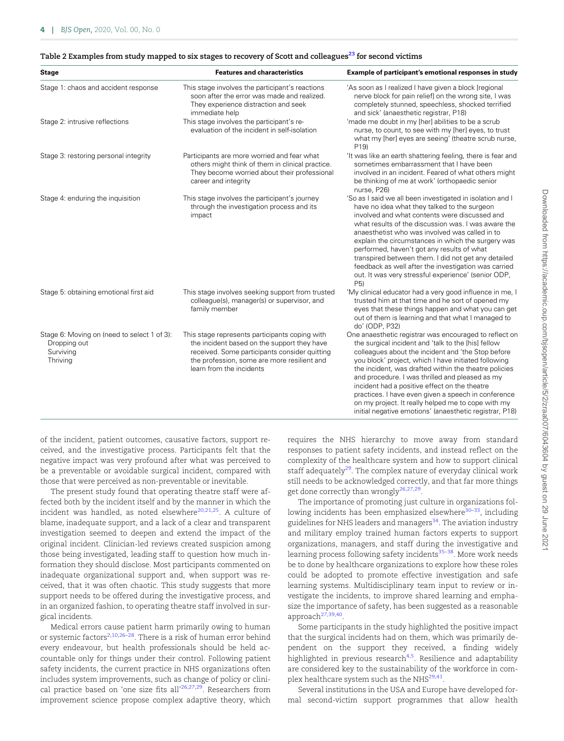**Table 2** Examples from study mapped to six stages to recovery of Scott and colleagues[23] for second victims

| Stage | Features and characteristics | Example of participant's emotional responses in study |
|---|---|---|
| Stage 1: chaos and accident response | This stage involves the participant's reactions soon after the error was made and realized. They experience distraction and seek immediate help | 'As soon as I realized I have given a block [regional nerve block for pain relief] on the wrong site, I was completely stunned, speechless, shocked terrified and sick' (anaesthetic registrar, P18) |
| Stage 2: intrusive reflections | This stage involves the participant's re-evaluation of the incident in self-isolation | 'made me doubt in my [her] abilities to be a scrub nurse, to count, to see with my [her] eyes, to trust what my [her] eyes are seeing' (theatre scrub nurse, P19) |
| Stage 3: restoring personal integrity | Participants are more worried and fear what others might think of them in clinical practice. They become worried about their professional career and integrity | 'It was like an earth shattering feeling, there is fear and sometimes embarrassment that I have been involved in an incident. Feared of what others might be thinking of me at work' (orthopaedic senior nurse, P26) |
| Stage 4: enduring the inquisition | This stage involves the participant's journey through the investigation process and its impact | 'So as I said we all been investigated in isolation and I have no idea what they talked to the surgeon involved and what contents were discussed and what results of the discussion was. I was aware the anaesthetist who was involved was called in to explain the circumstances in which the surgery was performed, haven't got any results of what transpired between them. I did not get any detailed feedback as well after the investigation was carried out. It was very stressful experience' (senior ODP, P5) |
| Stage 5: obtaining emotional first aid | This stage involves seeking support from trusted colleague(s), manager(s) or supervisor, and family member | 'My clinical educator had a very good influence in me, I trusted him at that time and he sort of opened my eyes that these things happen and what you can get out of them is learning and that what I managed to do' (ODP, P32) |
| Stage 6: Moving on (need to select 1 of 3): Dropping out, Surviving, Thriving | This stage represents participants coping with the incident based on the support they have received. Some participants consider quitting the profession, some are more resilient and learn from the incidents | One anaesthetic registrar was encouraged to reflect on the surgical incident and 'talk to the [his] fellow colleagues about the incident and 'the Stop before you block' project, which I have initiated following the incident, was drafted within the theatre policies and procedure. I was thrilled and pleased as my incident had a positive effect on the theatre practices. I have even given a speech in conference on my project. It really helped me to cope with my initial negative emotions' (anaesthetic registrar, P18) |

of the incident, patient outcomes, causative factors, support received, and the investigative process. Participants felt that the negative impact was very profound after what was perceived to be a preventable or avoidable surgical incident, compared with those that were perceived as non-preventable or inevitable.

The present study found that operating theatre staff were affected both by the incident itself and by the manner in which the incident was handled, as noted elsewhere[20,21,25]. A culture of blame, inadequate support, and a lack of a clear and transparent investigation seemed to deepen and extend the impact of the original incident. Clinician-led reviews created suspicion among those being investigated, leading staff to question how much information they should disclose. Most participants commented on inadequate organizational support and, when support was received, that it was often chaotic. This study suggests that more support needs to be offered during the investigative process, and in an organized fashion, to operating theatre staff involved in surgical incidents.

Medical errors cause patient harm primarily owing to human or systemic factors[2,10,26–28]. There is a risk of human error behind every endeavour, but health professionals should be held accountable only for things under their control. Following patient safety incidents, the current practice in NHS organizations often includes system improvements, such as change of policy or clinical practice based on 'one size fits all'[26,27,29]. Researchers from improvement science propose complex adaptive theory, which requires the NHS hierarchy to move away from standard responses to patient safety incidents, and instead reflect on the complexity of the healthcare system and how to support clinical staff adequately[29]. The complex nature of everyday clinical work still needs to be acknowledged correctly, and that far more things get done correctly than wrongly[26,27,29].

The importance of promoting just culture in organizations following incidents has been emphasized elsewhere[30–33], including guidelines for NHS leaders and managers[34]. The aviation industry and military employ trained human factors experts to support organizations, managers, and staff during the investigative and learning process following safety incidents[35–38]. More work needs be to done by healthcare organizations to explore how these roles could be adopted to promote effective investigation and safe learning systems. Multidisciplinary team input to review or investigate the incidents, to improve shared learning and emphasize the importance of safety, has been suggested as a reasonable approach[27,39,40].

Some participants in the study highlighted the positive impact that the surgical incidents had on them, which was primarily dependent on the support they received, a finding widely highlighted in previous research[4,5]. Resilience and adaptability are considered key to the sustainability of the workforce in complex healthcare system such as the NHS[29,41].

Several institutions in the USA and Europe have developed formal second-victim support programmes that allow health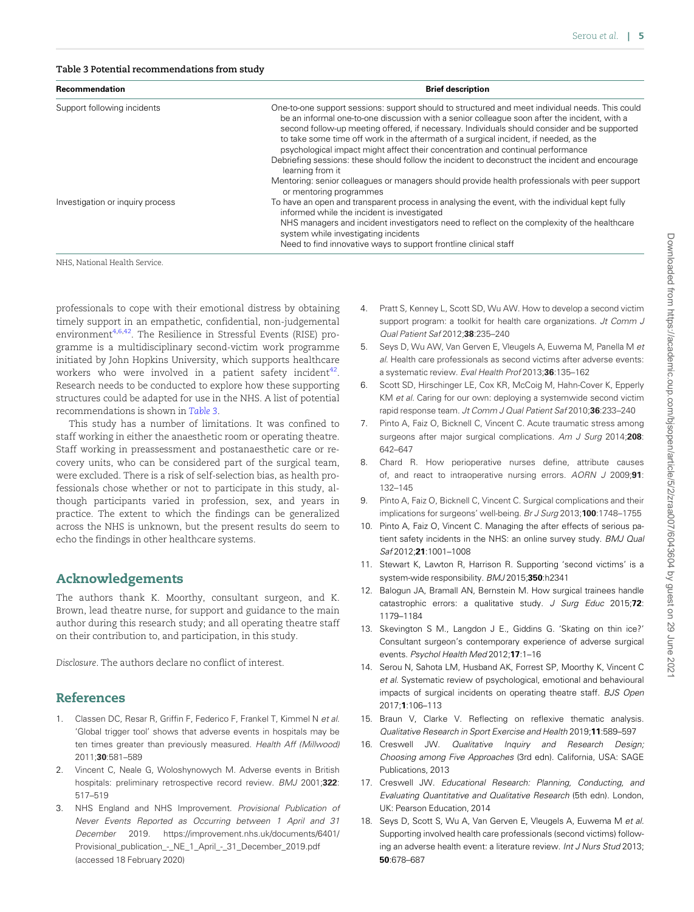**Table 3 Potential recommendations from study**

| Recommendation | Brief description |
|---|---|
| Support following incidents | One-to-one support sessions: support should to structured and meet individual needs. This could be an informal one-to-one discussion with a senior colleague soon after the incident, with a second follow-up meeting offered, if necessary. Individuals should consider and be supported to take some time off work in the aftermath of a surgical incident, if needed, as the psychological impact might affect their concentration and continual performance<br>Debriefing sessions: these should follow the incident to deconstruct the incident and encourage learning from it<br>Mentoring: senior colleagues or managers should provide health professionals with peer support or mentoring programmes |
| Investigation or inquiry process | To have an open and transparent process in analysing the event, with the individual kept fully informed while the incident is investigated<br>NHS managers and incident investigators need to reflect on the complexity of the healthcare system while investigating incidents<br>Need to find innovative ways to support frontline clinical staff |

NHS, National Health Service.

professionals to cope with their emotional distress by obtaining timely support in an empathetic, confidential, non-judgemental environment[4,6,42]. The Resilience in Stressful Events (RISE) programme is a multidisciplinary second-victim work programme initiated by John Hopkins University, which supports healthcare workers who were involved in a patient safety incident[42]. Research needs to be conducted to explore how these supporting structures could be adapted for use in the NHS. A list of potential recommendations is shown in *Table 3*.

This study has a number of limitations. It was confined to staff working in either the anaesthetic room or operating theatre. Staff working in preassessment and postanaesthetic care or recovery units, who can be considered part of the surgical team, were excluded. There is a risk of self-selection bias, as health professionals chose whether or not to participate in this study, although participants varied in profession, sex, and years in practice. The extent to which the findings can be generalized across the NHS is unknown, but the present results do seem to echo the findings in other healthcare systems.

## Acknowledgements

The authors thank K. Moorthy, consultant surgeon, and K. Brown, lead theatre nurse, for support and guidance to the main author during this research study; and all operating theatre staff on their contribution to, and participation, in this study.

*Disclosure*. The authors declare no conflict of interest.

## References

1. Classen DC, Resar R, Griffin F, Federico F, Frankel T, Kimmel N *et al.* 'Global trigger tool' shows that adverse events in hospitals may be ten times greater than previously measured. *Health Aff (Millwood)* 2011;**30**:581–589
2. Vincent C, Neale G, Woloshynowych M. Adverse events in British hospitals: preliminary retrospective record review. *BMJ* 2001;**322**: 517–519
3. NHS England and NHS Improvement. *Provisional Publication of Never Events Reported as Occurring between 1 April and 31 December* 2019. https://improvement.nhs.uk/documents/6401/Provisional_publication_-_NE_1_April_-_31_December_2019.pdf (accessed 18 February 2020)
4. Pratt S, Kenney L, Scott SD, Wu AW. How to develop a second victim support program: a toolkit for health care organizations. *Jt Comm J Qual Patient Saf* 2012;**38**:235–240
5. Seys D, Wu AW, Van Gerven E, Vleugels A, Euwema M, Panella M *et al.* Health care professionals as second victims after adverse events: a systematic review. *Eval Health Prof* 2013;**36**:135–162
6. Scott SD, Hirschinger LE, Cox KR, McCoig M, Hahn-Cover K, Epperly KM *et al.* Caring for our own: deploying a systemwide second victim rapid response team. *Jt Comm J Qual Patient Saf* 2010;**36**:233–240
7. Pinto A, Faiz O, Bicknell C, Vincent C. Acute traumatic stress among surgeons after major surgical complications. *Am J Surg* 2014;**208**: 642–647
8. Chard R. How perioperative nurses define, attribute causes of, and react to intraoperative nursing errors. *AORN J* 2009;**91**: 132–145
9. Pinto A, Faiz O, Bicknell C, Vincent C. Surgical complications and their implications for surgeons' well-being. *Br J Surg* 2013;**100**:1748–1755
10. Pinto A, Faiz O, Vincent C. Managing the after effects of serious patient safety incidents in the NHS: an online survey study. *BMJ Qual Saf* 2012;**21**:1001–1008
11. Stewart K, Lawton R, Harrison R. Supporting 'second victims' is a system-wide responsibility. *BMJ* 2015;**350**:h2341
12. Balogun JA, Bramall AN, Bernstein M. How surgical trainees handle catastrophic errors: a qualitative study. *J Surg Educ* 2015;**72**: 1179–1184
13. Skevington S M., Langdon J E., Giddins G. 'Skating on thin ice?' Consultant surgeon's contemporary experience of adverse surgical events. *Psychol Health Med* 2012;**17**:1–16
14. Serou N, Sahota LM, Husband AK, Forrest SP, Moorthy K, Vincent C *et al.* Systematic review of psychological, emotional and behavioural impacts of surgical incidents on operating theatre staff. *BJS Open* 2017;**1**:106–113
15. Braun V, Clarke V. Reflecting on reflexive thematic analysis. *Qualitative Research in Sport Exercise and Health* 2019;**11**:589–597
16. Creswell JW. *Qualitative Inquiry and Research Design; Choosing among Five Approaches* (3rd edn). California, USA: SAGE Publications, 2013
17. Creswell JW. *Educational Research: Planning, Conducting, and Evaluating Quantitative and Qualitative Research* (5th edn). London, UK: Pearson Education, 2014
18. Seys D, Scott S, Wu A, Van Gerven E, Vleugels A, Euwema M *et al.* Supporting involved health care professionals (second victims) following an adverse health event: a literature review. *Int J Nurs Stud* 2013; **50**:678–687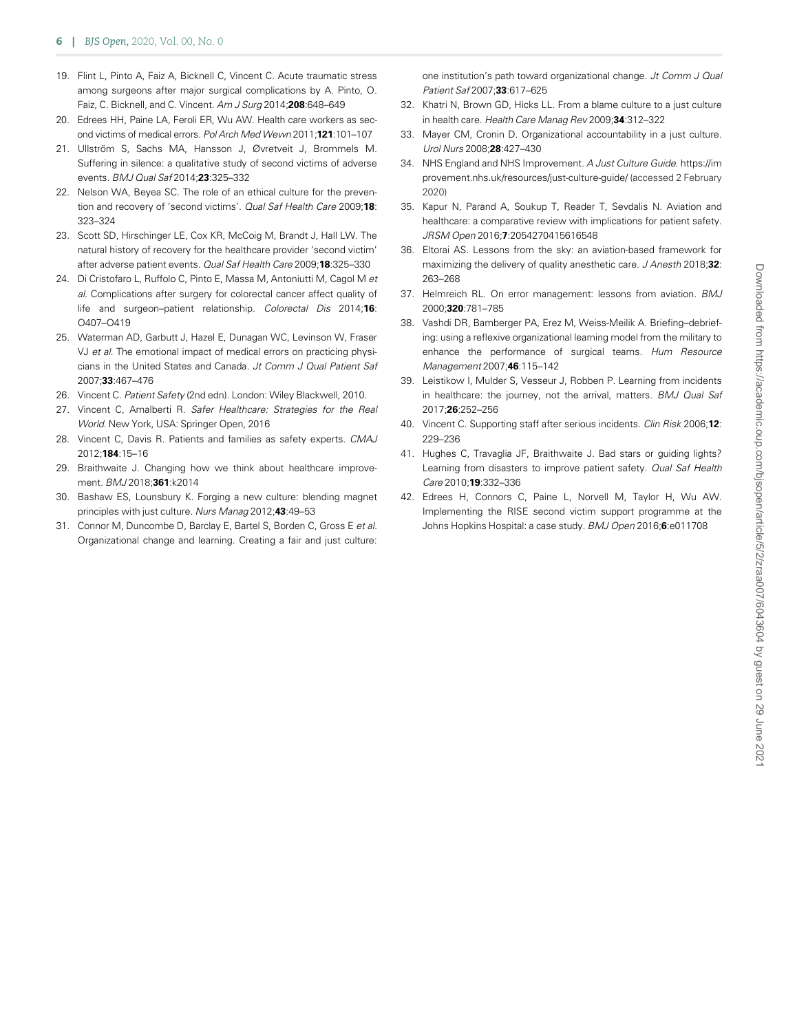19. Flint L, Pinto A, Faiz A, Bicknell C, Vincent C. Acute traumatic stress among surgeons after major surgical complications by A. Pinto, O. Faiz, C. Bicknell, and C. Vincent. *Am J Surg* 2014;**208**:648–649
20. Edrees HH, Paine LA, Feroli ER, Wu AW. Health care workers as second victims of medical errors. *Pol Arch Med Wewn* 2011;**121**:101–107
21. Ullström S, Sachs MA, Hansson J, Øvretveit J, Brommels M. Suffering in silence: a qualitative study of second victims of adverse events. *BMJ Qual Saf* 2014;**23**:325–332
22. Nelson WA, Beyea SC. The role of an ethical culture for the prevention and recovery of 'second victims'. *Qual Saf Health Care* 2009;**18**: 323–324
23. Scott SD, Hirschinger LE, Cox KR, McCoig M, Brandt J, Hall LW. The natural history of recovery for the healthcare provider 'second victim' after adverse patient events. *Qual Saf Health Care* 2009;**18**:325–330
24. Di Cristofaro L, Ruffolo C, Pinto E, Massa M, Antoniutti M, Cagol M *et al*. Complications after surgery for colorectal cancer affect quality of life and surgeon–patient relationship. *Colorectal Dis* 2014;**16**: O407–O419
25. Waterman AD, Garbutt J, Hazel E, Dunagan WC, Levinson W, Fraser VJ *et al*. The emotional impact of medical errors on practicing physicians in the United States and Canada. *Jt Comm J Qual Patient Saf* 2007;**33**:467–476
26. Vincent C. *Patient Safety* (2nd edn). London: Wiley Blackwell, 2010.
27. Vincent C, Amalberti R. *Safer Healthcare: Strategies for the Real World*. New York, USA: Springer Open, 2016
28. Vincent C, Davis R. Patients and families as safety experts. *CMAJ* 2012;**184**:15–16
29. Braithwaite J. Changing how we think about healthcare improvement. *BMJ* 2018;**361**:k2014
30. Bashaw ES, Lounsbury K. Forging a new culture: blending magnet principles with just culture. *Nurs Manag* 2012;**43**:49–53
31. Connor M, Duncombe D, Barclay E, Bartel S, Borden C, Gross E *et al*. Organizational change and learning. Creating a fair and just culture: one institution's path toward organizational change. *Jt Comm J Qual Patient Saf* 2007;**33**:617–625
32. Khatri N, Brown GD, Hicks LL. From a blame culture to a just culture in health care. *Health Care Manag Rev* 2009;**34**:312–322
33. Mayer CM, Cronin D. Organizational accountability in a just culture. *Urol Nurs* 2008;**28**:427–430
34. NHS England and NHS Improvement. *A Just Culture Guide*. https://improvement.nhs.uk/resources/just-culture-guide/ (accessed 2 February 2020)
35. Kapur N, Parand A, Soukup T, Reader T, Sevdalis N. Aviation and healthcare: a comparative review with implications for patient safety. *JRSM Open* 2016;**7**:2054270415616548
36. Eltorai AS. Lessons from the sky: an aviation-based framework for maximizing the delivery of quality anesthetic care. *J Anesth* 2018;**32**: 263–268
37. Helmreich RL. On error management: lessons from aviation. *BMJ* 2000;**320**:781–785
38. Vashdi DR, Bamberger PA, Erez M, Weiss-Meilik A. Briefing–debriefing: using a reflexive organizational learning model from the military to enhance the performance of surgical teams. *Hum Resource Management* 2007;**46**:115–142
39. Leistikow I, Mulder S, Vesseur J, Robben P. Learning from incidents in healthcare: the journey, not the arrival, matters. *BMJ Qual Saf* 2017;**26**:252–256
40. Vincent C. Supporting staff after serious incidents. *Clin Risk* 2006;**12**: 229–236
41. Hughes C, Travaglia JF, Braithwaite J. Bad stars or guiding lights? Learning from disasters to improve patient safety. *Qual Saf Health Care* 2010;**19**:332–336
42. Edrees H, Connors C, Paine L, Norvell M, Taylor H, Wu AW. Implementing the RISE second victim support programme at the Johns Hopkins Hospital: a case study. *BMJ Open* 2016;**6**:e011708